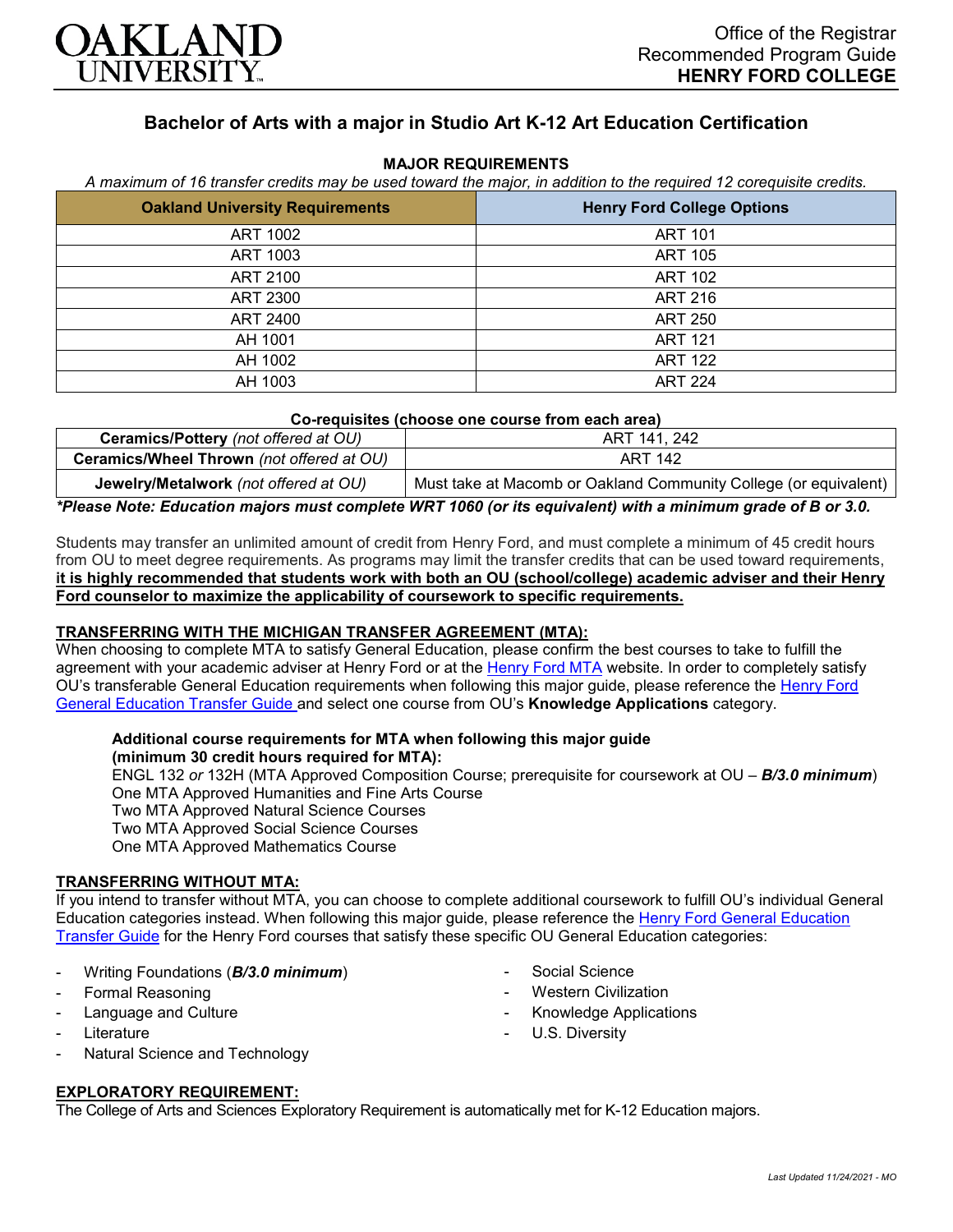Office of the Registrar
Recommended Program Guide
**HENRY FORD COLLEGE**

# Bachelor of Arts with a major in Studio Art K-12 Art Education Certification

## MAJOR REQUIREMENTS

*A maximum of 16 transfer credits may be used toward the major, in addition to the required 12 corequisite credits.*

| Oakland University Requirements | Henry Ford College Options |
|---|---|
| ART 1002 | ART 101 |
| ART 1003 | ART 105 |
| ART 2100 | ART 102 |
| ART 2300 | ART 216 |
| ART 2400 | ART 250 |
| AH 1001 | ART 121 |
| AH 1002 | ART 122 |
| AH 1003 | ART 224 |

**Co-requisites (choose one course from each area)**

| | |
|---|---|
| **Ceramics/Pottery** *(not offered at OU)* | ART 141, 242 |
| **Ceramics/Wheel Thrown** *(not offered at OU)* | ART 142 |
| **Jewelry/Metalwork** *(not offered at OU)* | Must take at Macomb or Oakland Community College (or equivalent) |

***Please Note: Education majors must complete WRT 1060 (or its equivalent) with a minimum grade of B or 3.0.***

Students may transfer an unlimited amount of credit from Henry Ford, and must complete a minimum of 45 credit hours from OU to meet degree requirements. As programs may limit the transfer credits that can be used toward requirements, **it is highly recommended that students work with both an OU (school/college) academic adviser and their Henry Ford counselor to maximize the applicability of coursework to specific requirements.**

### TRANSFERRING WITH THE MICHIGAN TRANSFER AGREEMENT (MTA):

When choosing to complete MTA to satisfy General Education, please confirm the best courses to take to fulfill the agreement with your academic adviser at Henry Ford or at the Henry Ford MTA website. In order to completely satisfy OU's transferable General Education requirements when following this major guide, please reference the Henry Ford General Education Transfer Guide and select one course from OU's **Knowledge Applications** category.

**Additional course requirements for MTA when following this major guide (minimum 30 credit hours required for MTA):**
ENGL 132 *or* 132H (MTA Approved Composition Course; prerequisite for coursework at OU – ***B/3.0 minimum***)
One MTA Approved Humanities and Fine Arts Course
Two MTA Approved Natural Science Courses
Two MTA Approved Social Science Courses
One MTA Approved Mathematics Course

### TRANSFERRING WITHOUT MTA:

If you intend to transfer without MTA, you can choose to complete additional coursework to fulfill OU's individual General Education categories instead. When following this major guide, please reference the Henry Ford General Education Transfer Guide for the Henry Ford courses that satisfy these specific OU General Education categories:

- Writing Foundations (***B/3.0 minimum***)
- Formal Reasoning
- Language and Culture
- Literature
- Natural Science and Technology
- Social Science
- Western Civilization
- Knowledge Applications
- U.S. Diversity

### EXPLORATORY REQUIREMENT:

The College of Arts and Sciences Exploratory Requirement is automatically met for K-12 Education majors.

*Last Updated 11/24/2021 - MO*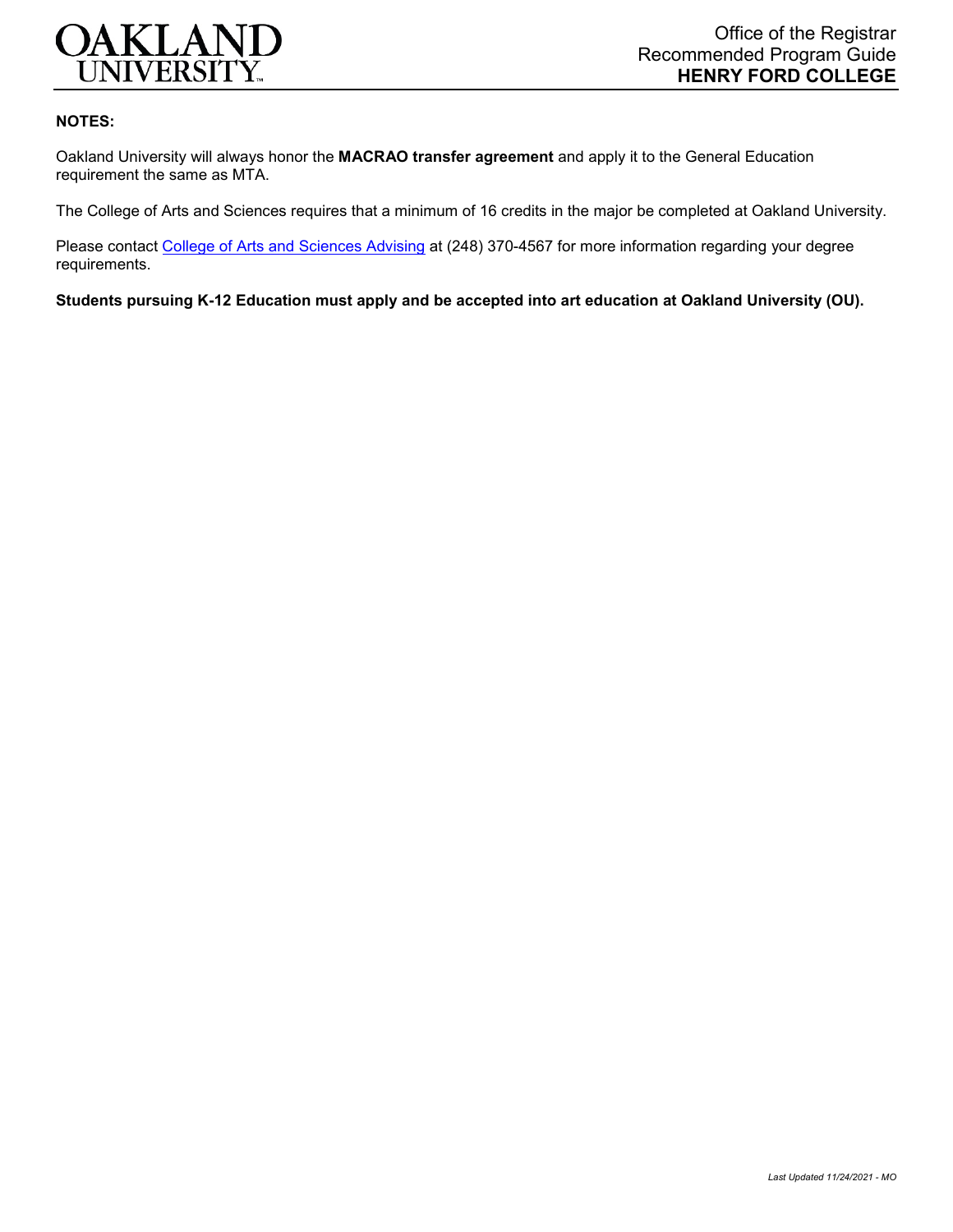**NOTES:**

Oakland University will always honor the **MACRAO transfer agreement** and apply it to the General Education requirement the same as MTA.

The College of Arts and Sciences requires that a minimum of 16 credits in the major be completed at Oakland University.

Please contact College of Arts and Sciences Advising at (248) 370-4567 for more information regarding your degree requirements.

**Students pursuing K-12 Education must apply and be accepted into art education at Oakland University (OU).**

*Last Updated 11/24/2021 - MO*